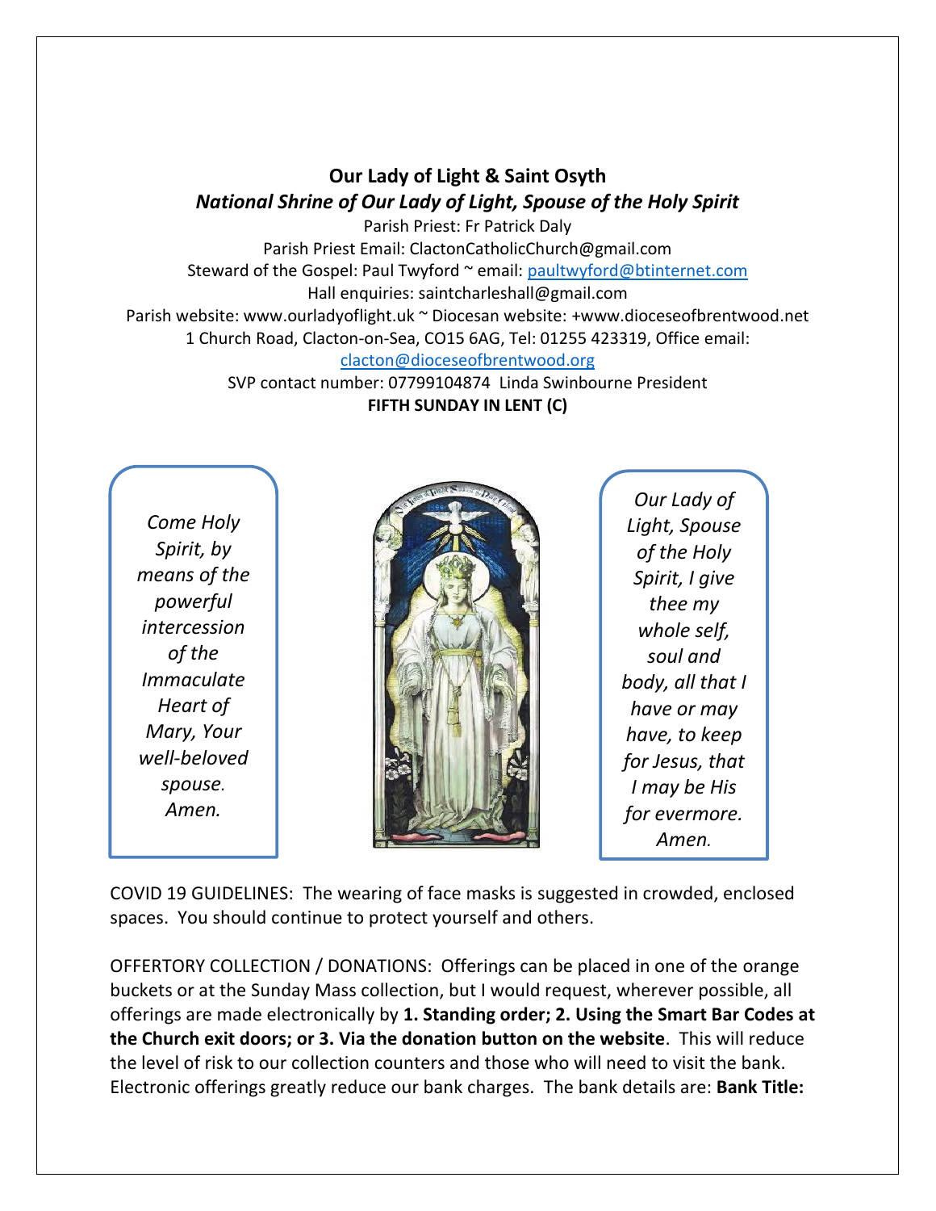# Our Lady of Light & Saint Osyth

***National Shrine of Our Lady of Light, Spouse of the Holy Spirit***

Parish Priest: Fr Patrick Daly

Parish Priest Email: ClactonCatholicChurch@gmail.com

Steward of the Gospel: Paul Twyford ~ email: paultwyford@btinternet.com

Hall enquiries: saintcharleshall@gmail.com

Parish website: www.ourladyoflight.uk ~ Diocesan website: +www.dioceseofbrentwood.net

1 Church Road, Clacton-on-Sea, CO15 6AG, Tel: 01255 423319, Office email: clacton@dioceseofbrentwood.org

SVP contact number: 07799104874 Linda Swinbourne President

**FIFTH SUNDAY IN LENT (C)**

*Come Holy Spirit, by means of the powerful intercession of the Immaculate Heart of Mary, Your well-beloved spouse. Amen.*

*Our Lady of Light, Spouse of the Holy Spirit, I give thee my whole self, soul and body, all that I have or may have, to keep for Jesus, that I may be His for evermore. Amen.*

COVID 19 GUIDELINES: The wearing of face masks is suggested in crowded, enclosed spaces. You should continue to protect yourself and others.

OFFERTORY COLLECTION / DONATIONS: Offerings can be placed in one of the orange buckets or at the Sunday Mass collection, but I would request, wherever possible, all offerings are made electronically by **1. Standing order; 2. Using the Smart Bar Codes at the Church exit doors; or 3. Via the donation button on the website**. This will reduce the level of risk to our collection counters and those who will need to visit the bank. Electronic offerings greatly reduce our bank charges. The bank details are: **Bank Title:**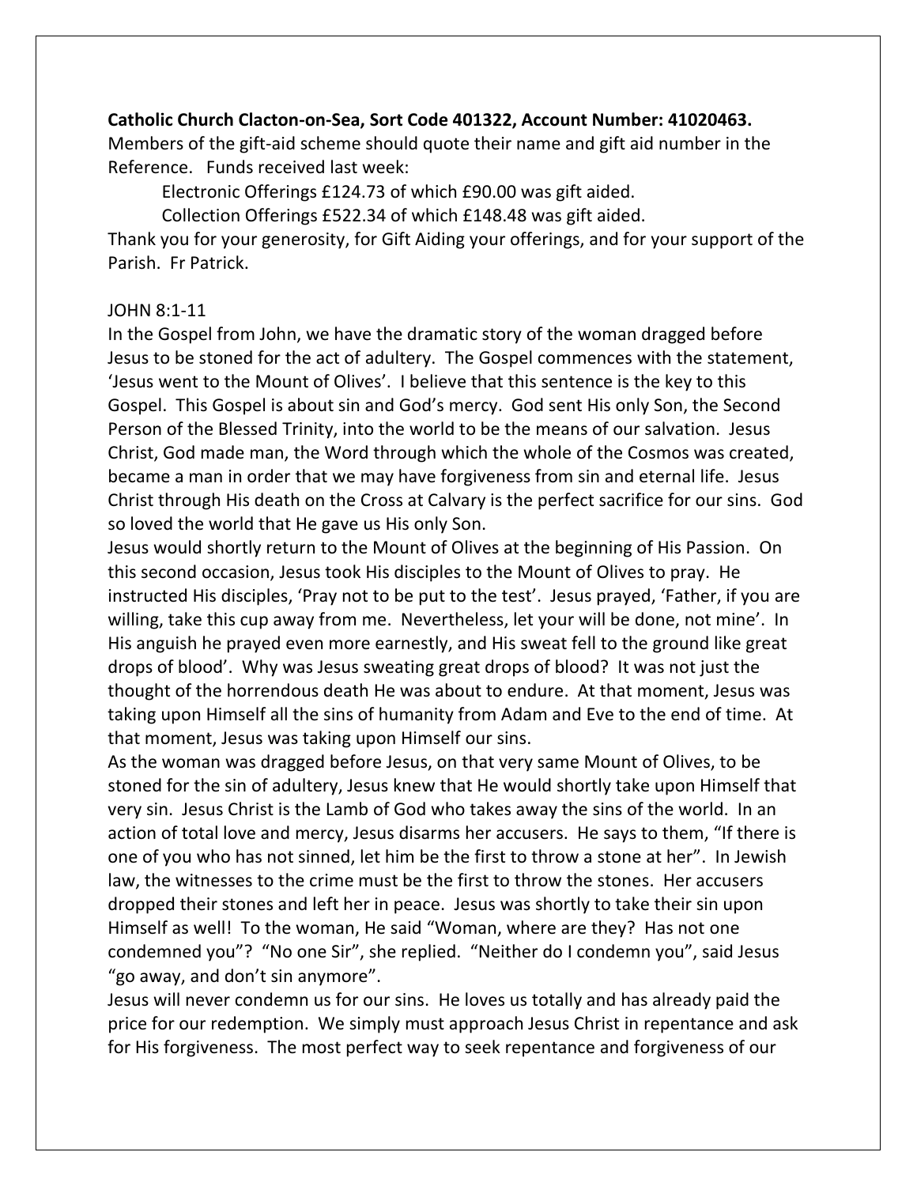**Catholic Church Clacton-on-Sea, Sort Code 401322, Account Number: 41020463.**
Members of the gift-aid scheme should quote their name and gift aid number in the Reference. Funds received last week:

Electronic Offerings £124.73 of which £90.00 was gift aided.

Collection Offerings £522.34 of which £148.48 was gift aided.

Thank you for your generosity, for Gift Aiding your offerings, and for your support of the Parish. Fr Patrick.

JOHN 8:1-11

In the Gospel from John, we have the dramatic story of the woman dragged before Jesus to be stoned for the act of adultery. The Gospel commences with the statement, 'Jesus went to the Mount of Olives'. I believe that this sentence is the key to this Gospel. This Gospel is about sin and God's mercy. God sent His only Son, the Second Person of the Blessed Trinity, into the world to be the means of our salvation. Jesus Christ, God made man, the Word through which the whole of the Cosmos was created, became a man in order that we may have forgiveness from sin and eternal life. Jesus Christ through His death on the Cross at Calvary is the perfect sacrifice for our sins. God so loved the world that He gave us His only Son.

Jesus would shortly return to the Mount of Olives at the beginning of His Passion. On this second occasion, Jesus took His disciples to the Mount of Olives to pray. He instructed His disciples, 'Pray not to be put to the test'. Jesus prayed, 'Father, if you are willing, take this cup away from me. Nevertheless, let your will be done, not mine'. In His anguish he prayed even more earnestly, and His sweat fell to the ground like great drops of blood'. Why was Jesus sweating great drops of blood? It was not just the thought of the horrendous death He was about to endure. At that moment, Jesus was taking upon Himself all the sins of humanity from Adam and Eve to the end of time. At that moment, Jesus was taking upon Himself our sins.

As the woman was dragged before Jesus, on that very same Mount of Olives, to be stoned for the sin of adultery, Jesus knew that He would shortly take upon Himself that very sin. Jesus Christ is the Lamb of God who takes away the sins of the world. In an action of total love and mercy, Jesus disarms her accusers. He says to them, "If there is one of you who has not sinned, let him be the first to throw a stone at her". In Jewish law, the witnesses to the crime must be the first to throw the stones. Her accusers dropped their stones and left her in peace. Jesus was shortly to take their sin upon Himself as well! To the woman, He said "Woman, where are they? Has not one condemned you"? "No one Sir", she replied. "Neither do I condemn you", said Jesus "go away, and don't sin anymore".

Jesus will never condemn us for our sins. He loves us totally and has already paid the price for our redemption. We simply must approach Jesus Christ in repentance and ask for His forgiveness. The most perfect way to seek repentance and forgiveness of our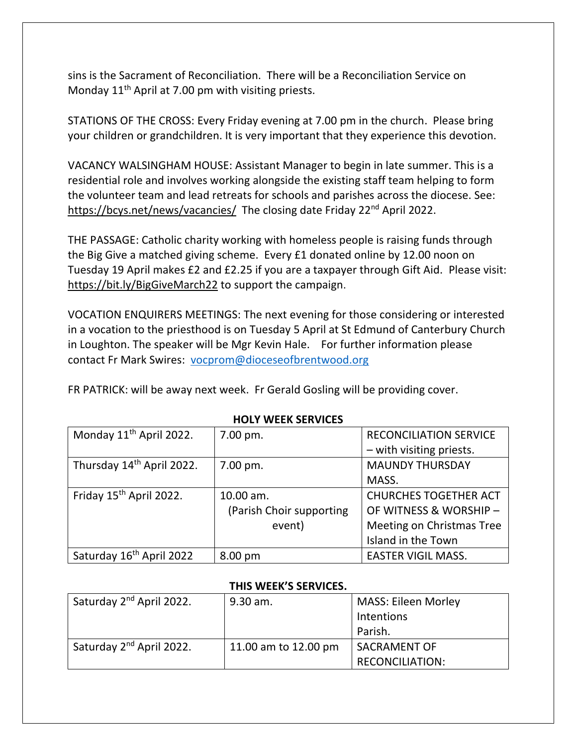sins is the Sacrament of Reconciliation. There will be a Reconciliation Service on Monday 11th April at 7.00 pm with visiting priests.

STATIONS OF THE CROSS: Every Friday evening at 7.00 pm in the church. Please bring your children or grandchildren. It is very important that they experience this devotion.

VACANCY WALSINGHAM HOUSE: Assistant Manager to begin in late summer. This is a residential role and involves working alongside the existing staff team helping to form the volunteer team and lead retreats for schools and parishes across the diocese. See: https://bcys.net/news/vacancies/ The closing date Friday 22nd April 2022.

THE PASSAGE: Catholic charity working with homeless people is raising funds through the Big Give a matched giving scheme. Every £1 donated online by 12.00 noon on Tuesday 19 April makes £2 and £2.25 if you are a taxpayer through Gift Aid. Please visit: https://bit.ly/BigGiveMarch22 to support the campaign.

VOCATION ENQUIRERS MEETINGS: The next evening for those considering or interested in a vocation to the priesthood is on Tuesday 5 April at St Edmund of Canterbury Church in Loughton. The speaker will be Mgr Kevin Hale. For further information please contact Fr Mark Swires: vocprom@dioceseofbrentwood.org

FR PATRICK: will be away next week. Fr Gerald Gosling will be providing cover.

**HOLY WEEK SERVICES**

| | | |
|---|---|---|
| Monday 11th April 2022. | 7.00 pm. | RECONCILIATION SERVICE – with visiting priests. |
| Thursday 14th April 2022. | 7.00 pm. | MAUNDY THURSDAY MASS. |
| Friday 15th April 2022. | 10.00 am. (Parish Choir supporting event) | CHURCHES TOGETHER ACT OF WITNESS & WORSHIP – Meeting on Christmas Tree Island in the Town |
| Saturday 16th April 2022 | 8.00 pm | EASTER VIGIL MASS. |

**THIS WEEK'S SERVICES.**

| | | |
|---|---|---|
| Saturday 2nd April 2022. | 9.30 am. | MASS: Eileen Morley Intentions Parish. |
| Saturday 2nd April 2022. | 11.00 am to 12.00 pm | SACRAMENT OF RECONCILIATION: |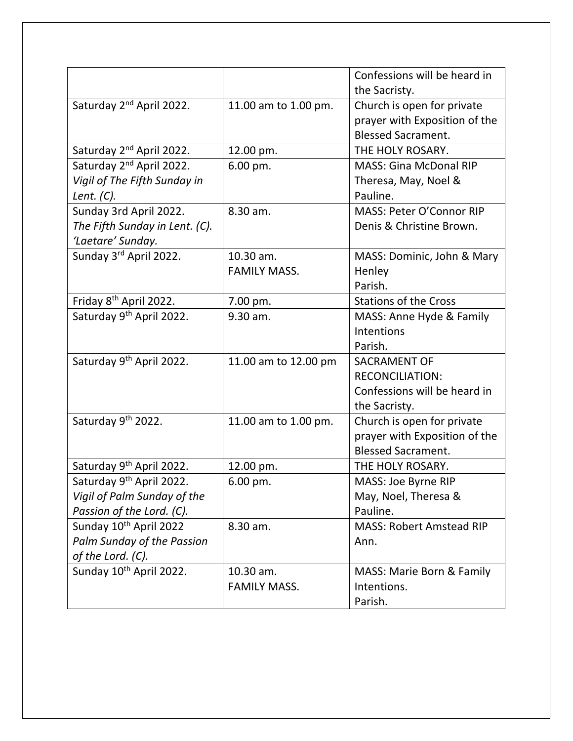| | | |
|---|---|---|
| | | Confessions will be heard in the Sacristy. |
| Saturday 2nd April 2022. | 11.00 am to 1.00 pm. | Church is open for private prayer with Exposition of the Blessed Sacrament. |
| Saturday 2nd April 2022. | 12.00 pm. | THE HOLY ROSARY. |
| Saturday 2nd April 2022. *Vigil of The Fifth Sunday in Lent. (C).* | 6.00 pm. | MASS: Gina McDonal RIP Theresa, May, Noel & Pauline. |
| Sunday 3rd April 2022. *The Fifth Sunday in Lent. (C). 'Laetare' Sunday.* | 8.30 am. | MASS: Peter O'Connor RIP Denis & Christine Brown. |
| Sunday 3rd April 2022. | 10.30 am. FAMILY MASS. | MASS: Dominic, John & Mary Henley Parish. |
| Friday 8th April 2022. | 7.00 pm. | Stations of the Cross |
| Saturday 9th April 2022. | 9.30 am. | MASS: Anne Hyde & Family Intentions Parish. |
| Saturday 9th April 2022. | 11.00 am to 12.00 pm | SACRAMENT OF RECONCILIATION: Confessions will be heard in the Sacristy. |
| Saturday 9th 2022. | 11.00 am to 1.00 pm. | Church is open for private prayer with Exposition of the Blessed Sacrament. |
| Saturday 9th April 2022. | 12.00 pm. | THE HOLY ROSARY. |
| Saturday 9th April 2022. *Vigil of Palm Sunday of the Passion of the Lord. (C).* | 6.00 pm. | MASS: Joe Byrne RIP May, Noel, Theresa & Pauline. |
| Sunday 10th April 2022 *Palm Sunday of the Passion of the Lord. (C).* | 8.30 am. | MASS: Robert Amstead RIP Ann. |
| Sunday 10th April 2022. | 10.30 am. FAMILY MASS. | MASS: Marie Born & Family Intentions. Parish. |